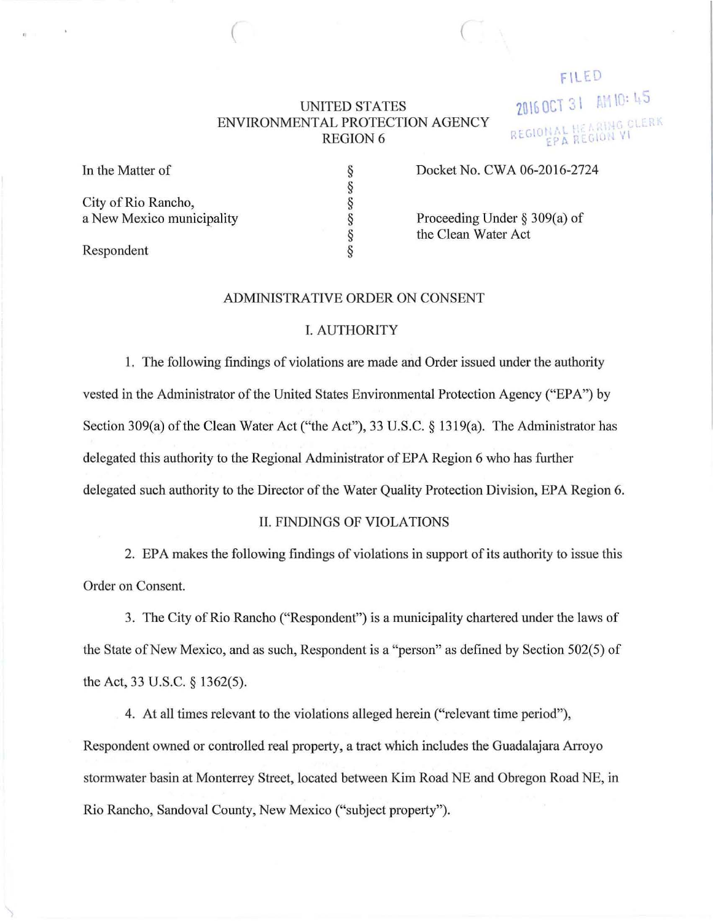FILED

2016 OCT 31 AM 10:45

REGIONAL HEARING CLERK
EPA REGION VI

UNITED STATES
ENVIRONMENTAL PROTECTION AGENCY
REGION 6

| | | |
|---|---|---|
| In the Matter of | § | Docket No. CWA 06-2016-2724 |
| | § | |
| City of Rio Rancho, | § | |
| a New Mexico municipality | § | Proceeding Under § 309(a) of the Clean Water Act |
| | § | |
| Respondent | § | |

## ADMINISTRATIVE ORDER ON CONSENT

### I. AUTHORITY

1. The following findings of violations are made and Order issued under the authority vested in the Administrator of the United States Environmental Protection Agency ("EPA") by Section 309(a) of the Clean Water Act ("the Act"), 33 U.S.C. § 1319(a). The Administrator has delegated this authority to the Regional Administrator of EPA Region 6 who has further delegated such authority to the Director of the Water Quality Protection Division, EPA Region 6.

### II. FINDINGS OF VIOLATIONS

2. EPA makes the following findings of violations in support of its authority to issue this Order on Consent.

3. The City of Rio Rancho ("Respondent") is a municipality chartered under the laws of the State of New Mexico, and as such, Respondent is a "person" as defined by Section 502(5) of the Act, 33 U.S.C. § 1362(5).

4. At all times relevant to the violations alleged herein ("relevant time period"), Respondent owned or controlled real property, a tract which includes the Guadalajara Arroyo stormwater basin at Monterrey Street, located between Kim Road NE and Obregon Road NE, in Rio Rancho, Sandoval County, New Mexico ("subject property").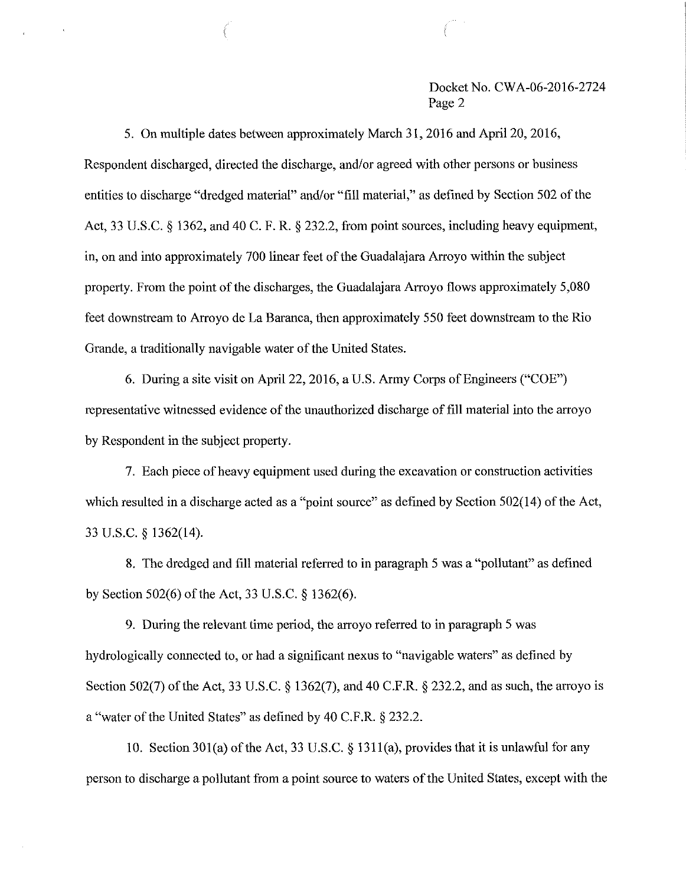5. On multiple dates between approximately March 31, 2016 and April 20, 2016, Respondent discharged, directed the discharge, and/or agreed with other persons or business entities to discharge "dredged material" and/or "fill material," as defined by Section 502 of the Act, 33 U.S.C. § 1362, and 40 C. F. R. § 232.2, from point sources, including heavy equipment, in, on and into approximately 700 linear feet of the Guadalajara Arroyo within the subject property. From the point of the discharges, the Guadalajara Arroyo flows approximately 5,080 feet downstream to Arroyo de La Baranca, then approximately 550 feet downstream to the Rio Grande, a traditionally navigable water of the United States.

6. During a site visit on April 22, 2016, a U.S. Army Corps of Engineers ("COE") representative witnessed evidence of the unauthorized discharge of fill material into the arroyo by Respondent in the subject property.

7. Each piece of heavy equipment used during the excavation or construction activities which resulted in a discharge acted as a "point source" as defined by Section 502(14) of the Act, 33 U.S.C. § 1362(14).

8. The dredged and fill material referred to in paragraph 5 was a "pollutant" as defined by Section 502(6) of the Act, 33 U.S.C. § 1362(6).

9. During the relevant time period, the arroyo referred to in paragraph 5 was hydrologically connected to, or had a significant nexus to "navigable waters" as defined by Section 502(7) of the Act, 33 U.S.C. § 1362(7), and 40 C.F.R. § 232.2, and as such, the arroyo is a "water of the United States" as defined by 40 C.F.R. § 232.2.

10. Section 301(a) of the Act, 33 U.S.C. § 1311(a), provides that it is unlawful for any person to discharge a pollutant from a point source to waters of the United States, except with the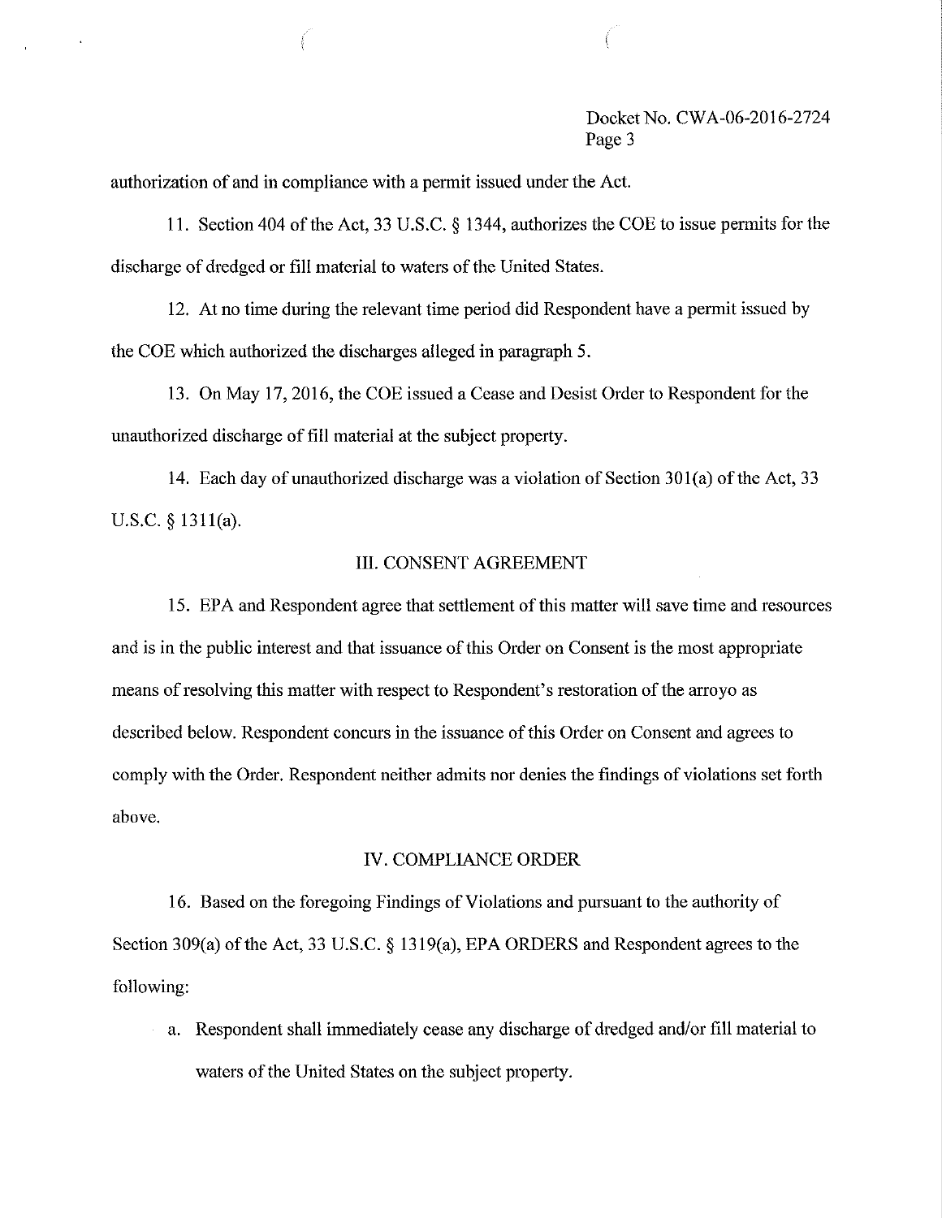authorization of and in compliance with a permit issued under the Act.

11. Section 404 of the Act, 33 U.S.C. § 1344, authorizes the COE to issue permits for the discharge of dredged or fill material to waters of the United States.

12. At no time during the relevant time period did Respondent have a permit issued by the COE which authorized the discharges alleged in paragraph 5.

13. On May 17, 2016, the COE issued a Cease and Desist Order to Respondent for the unauthorized discharge of fill material at the subject property.

14. Each day of unauthorized discharge was a violation of Section 301(a) of the Act, 33 U.S.C. § 1311(a).

## III. CONSENT AGREEMENT

15. EPA and Respondent agree that settlement of this matter will save time and resources and is in the public interest and that issuance of this Order on Consent is the most appropriate means of resolving this matter with respect to Respondent's restoration of the arroyo as described below. Respondent concurs in the issuance of this Order on Consent and agrees to comply with the Order. Respondent neither admits nor denies the findings of violations set forth above.

## IV. COMPLIANCE ORDER

16. Based on the foregoing Findings of Violations and pursuant to the authority of Section 309(a) of the Act, 33 U.S.C. § 1319(a), EPA ORDERS and Respondent agrees to the following:

a. Respondent shall immediately cease any discharge of dredged and/or fill material to waters of the United States on the subject property.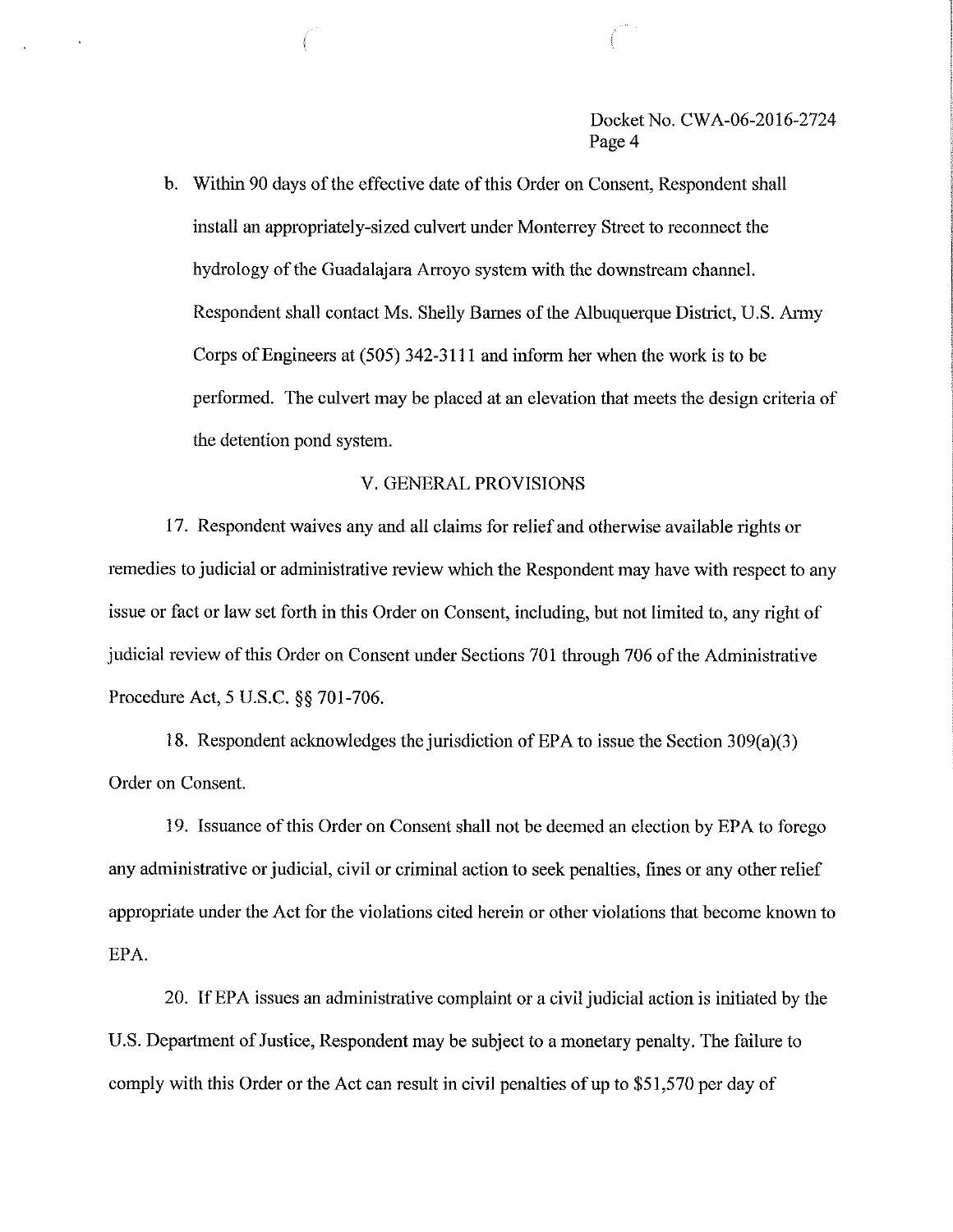b. Within 90 days of the effective date of this Order on Consent, Respondent shall install an appropriately-sized culvert under Monterrey Street to reconnect the hydrology of the Guadalajara Arroyo system with the downstream channel. Respondent shall contact Ms. Shelly Barnes of the Albuquerque District, U.S. Army Corps of Engineers at (505) 342-3111 and inform her when the work is to be performed. The culvert may be placed at an elevation that meets the design criteria of the detention pond system.

## V. GENERAL PROVISIONS

17. Respondent waives any and all claims for relief and otherwise available rights or remedies to judicial or administrative review which the Respondent may have with respect to any issue or fact or law set forth in this Order on Consent, including, but not limited to, any right of judicial review of this Order on Consent under Sections 701 through 706 of the Administrative Procedure Act, 5 U.S.C. §§ 701-706.

18. Respondent acknowledges the jurisdiction of EPA to issue the Section 309(a)(3) Order on Consent.

19. Issuance of this Order on Consent shall not be deemed an election by EPA to forego any administrative or judicial, civil or criminal action to seek penalties, fines or any other relief appropriate under the Act for the violations cited herein or other violations that become known to EPA.

20. If EPA issues an administrative complaint or a civil judicial action is initiated by the U.S. Department of Justice, Respondent may be subject to a monetary penalty. The failure to comply with this Order or the Act can result in civil penalties of up to $51,570 per day of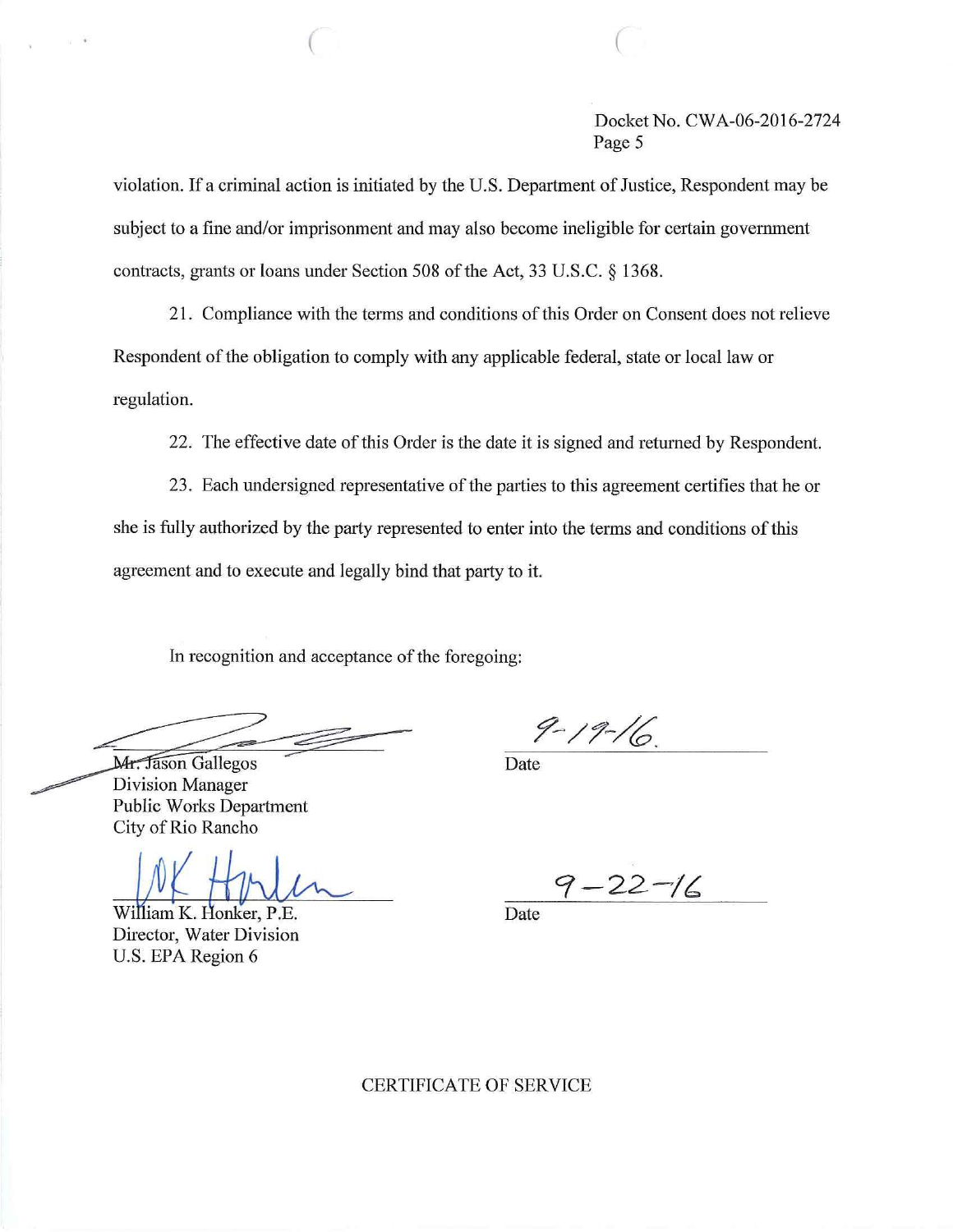Docket No. CWA-06-2016-2724

violation. If a criminal action is initiated by the U.S. Department of Justice, Respondent may be subject to a fine and/or imprisonment and may also become ineligible for certain government contracts, grants or loans under Section 508 of the Act, 33 U.S.C. § 1368.

21. Compliance with the terms and conditions of this Order on Consent does not relieve Respondent of the obligation to comply with any applicable federal, state or local law or regulation.

22. The effective date of this Order is the date it is signed and returned by Respondent.

23. Each undersigned representative of the parties to this agreement certifies that he or she is fully authorized by the party represented to enter into the terms and conditions of this agreement and to execute and legally bind that party to it.

In recognition and acceptance of the foregoing:

Mr. Jason Gallegos
Division Manager
Public Works Department
City of Rio Rancho

9-19-16.
Date

William K. Honker, P.E.
Director, Water Division
U.S. EPA Region 6

9-22-16
Date

CERTIFICATE OF SERVICE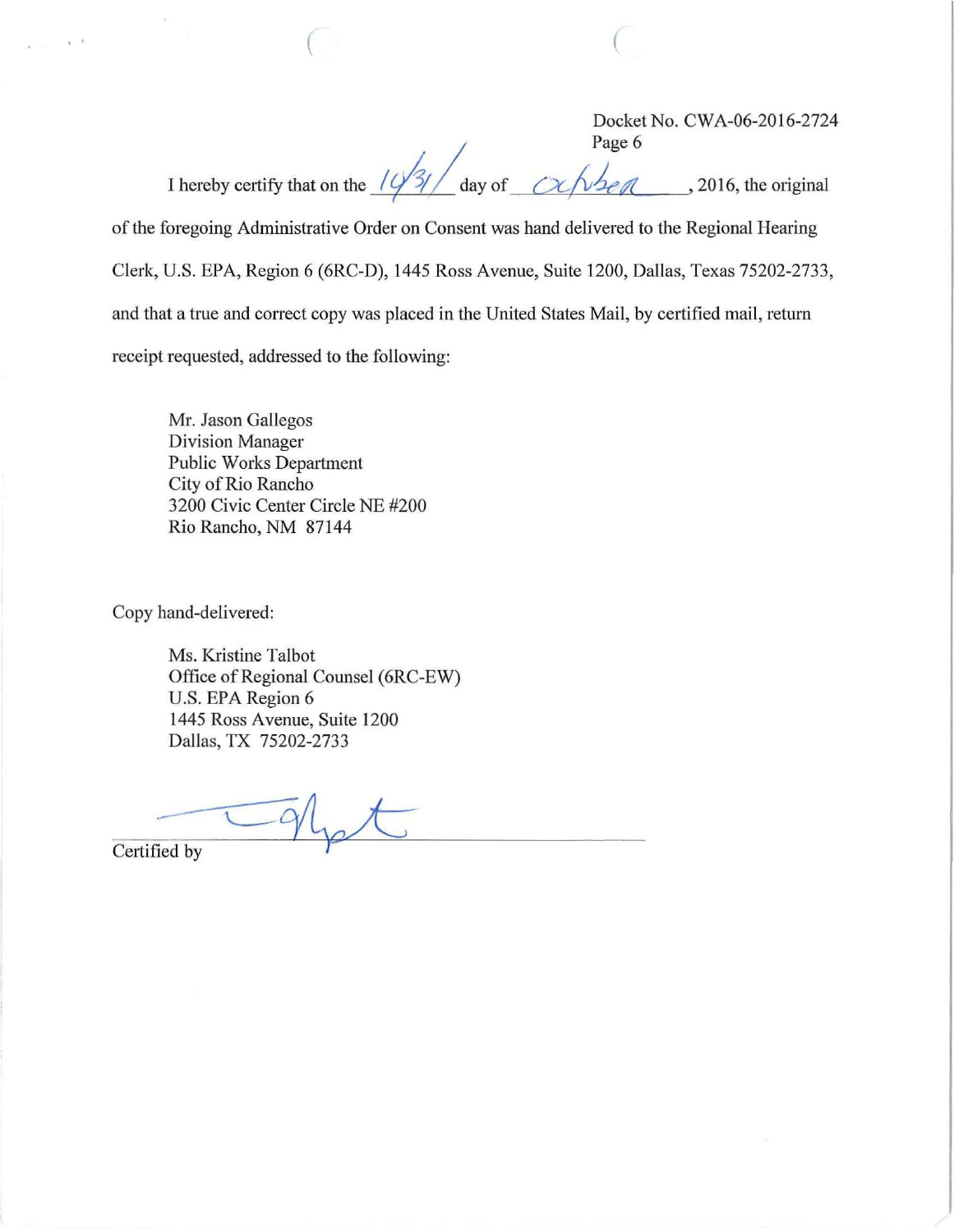Docket No. CWA-06-2016-2724

I hereby certify that on the 10/31 day of October, 2016, the original of the foregoing Administrative Order on Consent was hand delivered to the Regional Hearing Clerk, U.S. EPA, Region 6 (6RC-D), 1445 Ross Avenue, Suite 1200, Dallas, Texas 75202-2733, and that a true and correct copy was placed in the United States Mail, by certified mail, return receipt requested, addressed to the following:

Mr. Jason Gallegos  
Division Manager  
Public Works Department  
City of Rio Rancho  
3200 Civic Center Circle NE #200  
Rio Rancho, NM 87144

Copy hand-delivered:

Ms. Kristine Talbot  
Office of Regional Counsel (6RC-EW)  
U.S. EPA Region 6  
1445 Ross Avenue, Suite 1200  
Dallas, TX 75202-2733

Certified by